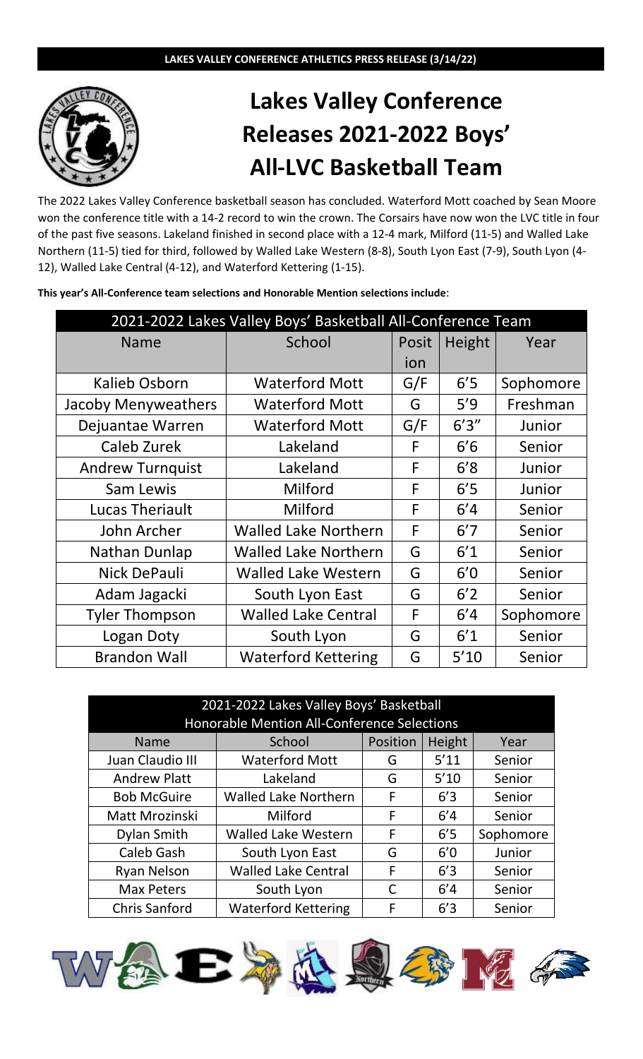**LAKES VALLEY CONFERENCE ATHLETICS PRESS RELEASE (3/14/22)**

# Lakes Valley Conference Releases 2021-2022 Boys' All-LVC Basketball Team

The 2022 Lakes Valley Conference basketball season has concluded. Waterford Mott coached by Sean Moore won the conference title with a 14-2 record to win the crown. The Corsairs have now won the LVC title in four of the past five seasons. Lakeland finished in second place with a 12-4 mark, Milford (11-5) and Walled Lake Northern (11-5) tied for third, followed by Walled Lake Western (8-8), South Lyon East (7-9), South Lyon (4-12), Walled Lake Central (4-12), and Waterford Kettering (1-15).

**This year's All-Conference team selections and Honorable Mention selections include**:

| 2021-2022 Lakes Valley Boys' Basketball All-Conference Team | | | | |
|---|---|---|---|---|
| Name | School | Position | Height | Year |
| Kalieb Osborn | Waterford Mott | G/F | 6'5 | Sophomore |
| Jacoby Menyweathers | Waterford Mott | G | 5'9 | Freshman |
| Dejuantae Warren | Waterford Mott | G/F | 6'3" | Junior |
| Caleb Zurek | Lakeland | F | 6'6 | Senior |
| Andrew Turnquist | Lakeland | F | 6'8 | Junior |
| Sam Lewis | Milford | F | 6'5 | Junior |
| Lucas Theriault | Milford | F | 6'4 | Senior |
| John Archer | Walled Lake Northern | F | 6'7 | Senior |
| Nathan Dunlap | Walled Lake Northern | G | 6'1 | Senior |
| Nick DePauli | Walled Lake Western | G | 6'0 | Senior |
| Adam Jagacki | South Lyon East | G | 6'2 | Senior |
| Tyler Thompson | Walled Lake Central | F | 6'4 | Sophomore |
| Logan Doty | South Lyon | G | 6'1 | Senior |
| Brandon Wall | Waterford Kettering | G | 5'10 | Senior |

| 2021-2022 Lakes Valley Boys' Basketball Honorable Mention All-Conference Selections | | | | |
|---|---|---|---|---|
| Name | School | Position | Height | Year |
| Juan Claudio III | Waterford Mott | G | 5'11 | Senior |
| Andrew Platt | Lakeland | G | 5'10 | Senior |
| Bob McGuire | Walled Lake Northern | F | 6'3 | Senior |
| Matt Mrozinski | Milford | F | 6'4 | Senior |
| Dylan Smith | Walled Lake Western | F | 6'5 | Sophomore |
| Caleb Gash | South Lyon East | G | 6'0 | Junior |
| Ryan Nelson | Walled Lake Central | F | 6'3 | Senior |
| Max Peters | South Lyon | C | 6'4 | Senior |
| Chris Sanford | Waterford Kettering | F | 6'3 | Senior |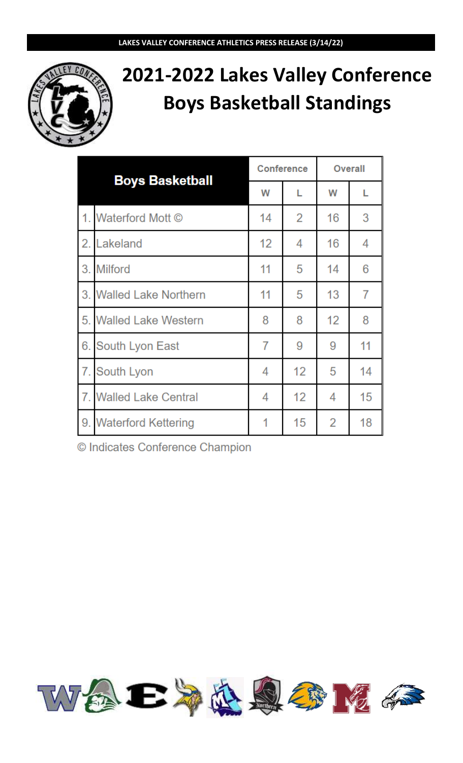LAKES VALLEY CONFERENCE ATHLETICS PRESS RELEASE (3/14/22)

# 2021-2022 Lakes Valley Conference Boys Basketball Standings

| Boys Basketball | Conference | | Overall | |
|---|---|---|---|---|
| | W | L | W | L |
| 1. Waterford Mott © | 14 | 2 | 16 | 3 |
| 2. Lakeland | 12 | 4 | 16 | 4 |
| 3. Milford | 11 | 5 | 14 | 6 |
| 3. Walled Lake Northern | 11 | 5 | 13 | 7 |
| 5. Walled Lake Western | 8 | 8 | 12 | 8 |
| 6. South Lyon East | 7 | 9 | 9 | 11 |
| 7. South Lyon | 4 | 12 | 5 | 14 |
| 7. Walled Lake Central | 4 | 12 | 4 | 15 |
| 9. Waterford Kettering | 1 | 15 | 2 | 18 |

© Indicates Conference Champion